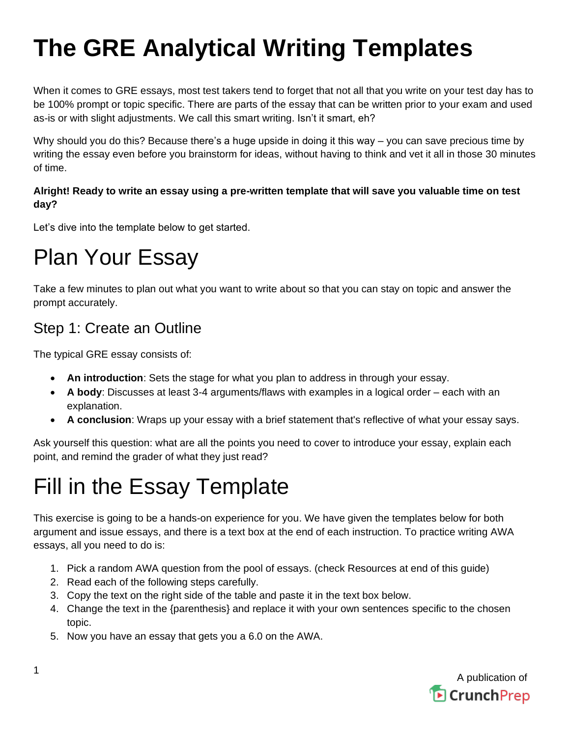# The GRE Analytical Writing Templates

When it comes to GRE essays, most test takers tend to forget that not all that you write on your test day has to be 100% prompt or topic specific. There are parts of the essay that can be written prior to your exam and used as-is or with slight adjustments. We call this smart writing. Isn't it smart, eh?

Why should you do this? Because there's a huge upside in doing it this way – you can save precious time by writing the essay even before you brainstorm for ideas, without having to think and vet it all in those 30 minutes of time.

**Alright! Ready to write an essay using a pre-written template that will save you valuable time on test day?**

Let's dive into the template below to get started.

# Plan Your Essay

Take a few minutes to plan out what you want to write about so that you can stay on topic and answer the prompt accurately.

## Step 1: Create an Outline

The typical GRE essay consists of:

- **An introduction**: Sets the stage for what you plan to address in through your essay.
- **A body**: Discusses at least 3-4 arguments/flaws with examples in a logical order – each with an explanation.
- **A conclusion**: Wraps up your essay with a brief statement that's reflective of what your essay says.

Ask yourself this question: what are all the points you need to cover to introduce your essay, explain each point, and remind the grader of what they just read?

# Fill in the Essay Template

This exercise is going to be a hands-on experience for you. We have given the templates below for both argument and issue essays, and there is a text box at the end of each instruction. To practice writing AWA essays, all you need to do is:

1. Pick a random AWA question from the pool of essays. (check Resources at end of this guide)
2. Read each of the following steps carefully.
3. Copy the text on the right side of the table and paste it in the text box below.
4. Change the text in the {parenthesis} and replace it with your own sentences specific to the chosen topic.
5. Now you have an essay that gets you a 6.0 on the AWA.

A publication of CrunchPrep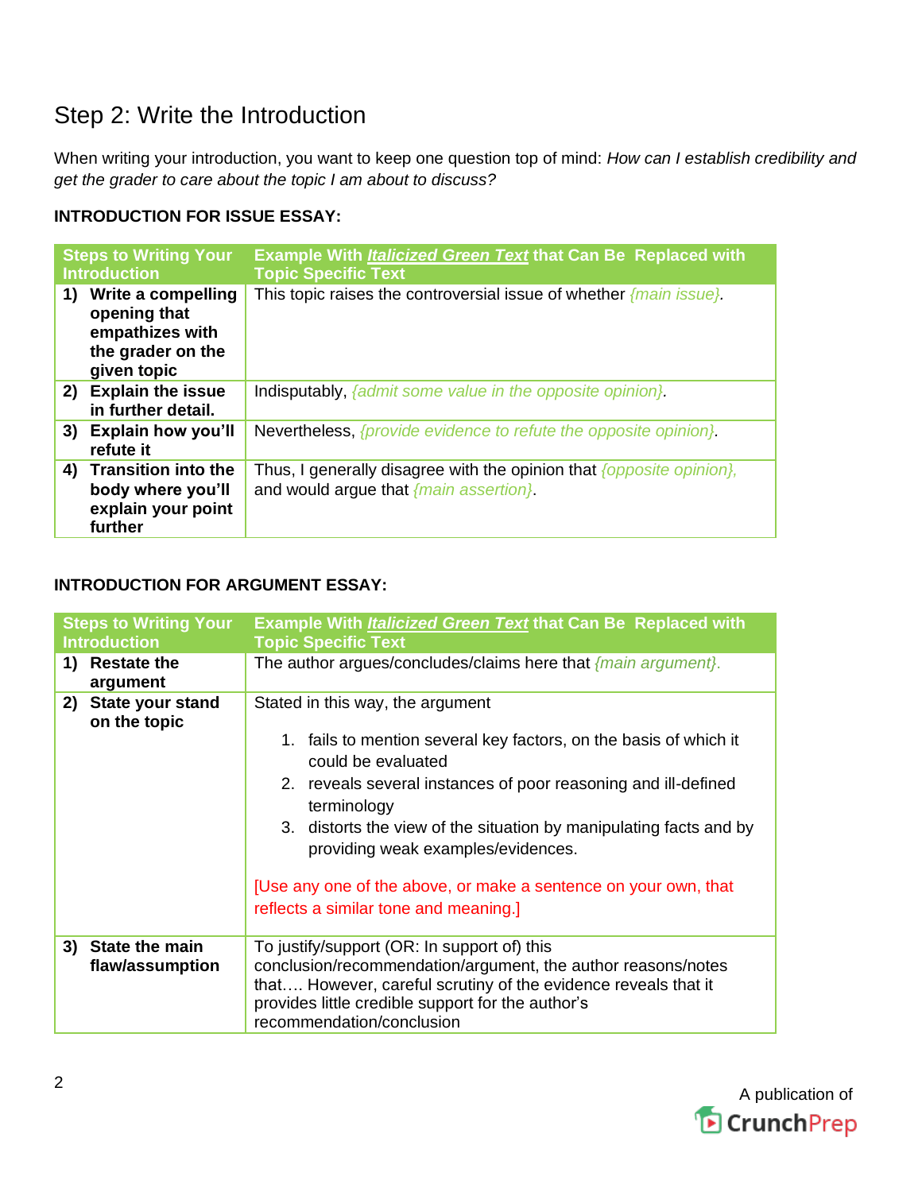## Step 2: Write the Introduction

When writing your introduction, you want to keep one question top of mind: *How can I establish credibility and get the grader to care about the topic I am about to discuss?*

**INTRODUCTION FOR ISSUE ESSAY:**

| Steps to Writing Your Introduction | Example With ***Italicized Green Text*** that Can Be Replaced with Topic Specific Text |
|---|---|
| **1) Write a compelling opening that empathizes with the grader on the given topic** | This topic raises the controversial issue of whether *{main issue}*. |
| **2) Explain the issue in further detail.** | Indisputably, *{admit some value in the opposite opinion}*. |
| **3) Explain how you'll refute it** | Nevertheless, *{provide evidence to refute the opposite opinion}*. |
| **4) Transition into the body where you'll explain your point further** | Thus, I generally disagree with the opinion that *{opposite opinion}*, and would argue that *{main assertion}*. |

**INTRODUCTION FOR ARGUMENT ESSAY:**

| Steps to Writing Your Introduction | Example With ***Italicized Green Text*** that Can Be Replaced with Topic Specific Text |
|---|---|
| **1) Restate the argument** | The author argues/concludes/claims here that *{main argument}.* |
| **2) State your stand on the topic** | Stated in this way, the argument<br>1. fails to mention several key factors, on the basis of which it could be evaluated<br>2. reveals several instances of poor reasoning and ill-defined terminology<br>3. distorts the view of the situation by manipulating facts and by providing weak examples/evidences.<br><br>[Use any one of the above, or make a sentence on your own, that reflects a similar tone and meaning.] |
| **3) State the main flaw/assumption** | To justify/support (OR: In support of) this conclusion/recommendation/argument, the author reasons/notes that…. However, careful scrutiny of the evidence reveals that it provides little credible support for the author's recommendation/conclusion |

A publication of CrunchPrep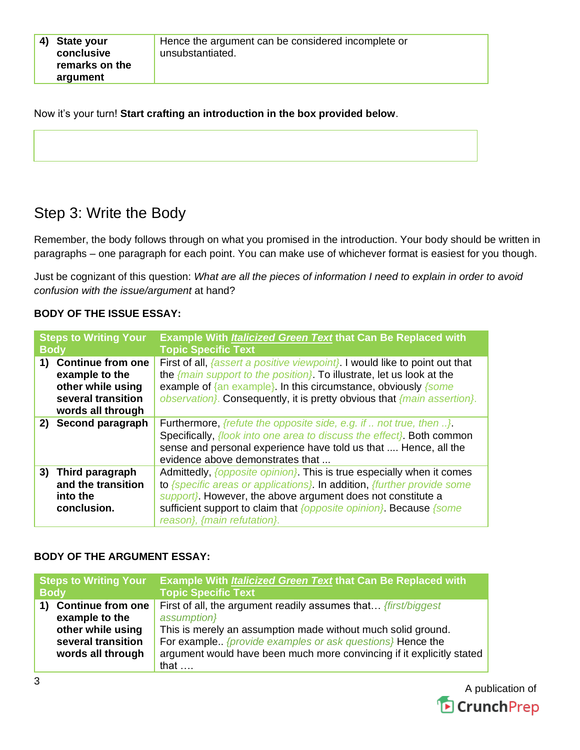| 4) State your conclusive remarks on the argument | Hence the argument can be considered incomplete or unsubstantiated. |
|---|---|

Now it's your turn! **Start crafting an introduction in the box provided below**.

| |
|---|
| |

## Step 3: Write the Body

Remember, the body follows through on what you promised in the introduction. Your body should be written in paragraphs – one paragraph for each point. You can make use of whichever format is easiest for you though.

Just be cognizant of this question: *What are all the pieces of information I need to explain in order to avoid confusion with the issue/argument* at hand?

**BODY OF THE ISSUE ESSAY:**

| Steps to Writing Your Body | Example With *Italicized Green Text* that Can Be Replaced with Topic Specific Text |
|---|---|
| **1) Continue from one example to the other while using several transition words all through** | First of all, *{assert a positive viewpoint}*. I would like to point out that the *{main support to the position}*. To illustrate, let us look at the example of {an example}. In this circumstance, obviously *{some observation}*. Consequently, it is pretty obvious that *{main assertion}*. |
| **2) Second paragraph** | Furthermore, *{refute the opposite side, e.g. if .. not true, then ..}*. Specifically, *{look into one area to discuss the effect}*. Both common sense and personal experience have told us that .... Hence, all the evidence above demonstrates that ... |
| **3) Third paragraph and the transition into the conclusion.** | Admittedly, *{opposite opinion}*. This is true especially when it comes to *{specific areas or applications}*. In addition, *{further provide some support}*. However, the above argument does not constitute a sufficient support to claim that *{opposite opinion}*. Because *{some reason}, {main refutation}*. |

**BODY OF THE ARGUMENT ESSAY:**

| Steps to Writing Your Body | Example With *Italicized Green Text* that Can Be Replaced with Topic Specific Text |
|---|---|
| **1) Continue from one example to the other while using several transition words all through** | First of all, the argument readily assumes that… *{first/biggest assumption}*<br>This is merely an assumption made without much solid ground. For example.. *{provide examples or ask questions}* Hence the argument would have been much more convincing if it explicitly stated that …. |

A publication of CrunchPrep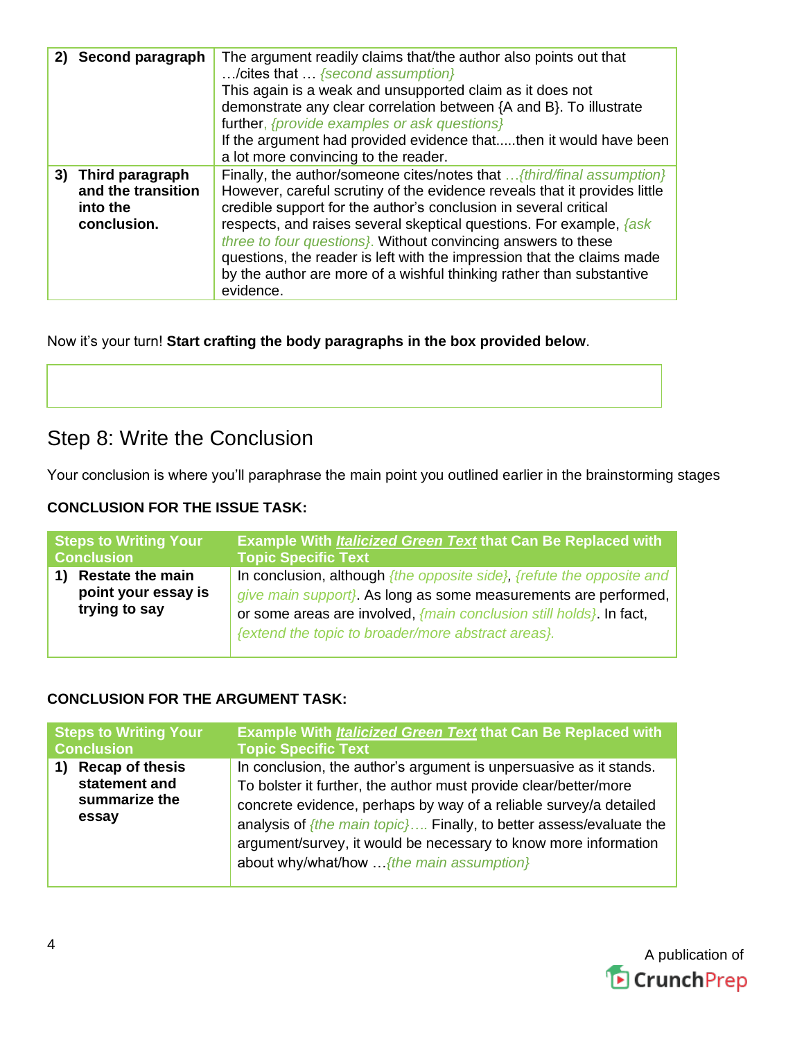| | |
|---|---|
| **2) Second paragraph** | The argument readily claims that/the author also points out that …/cites that … *{second assumption}* This again is a weak and unsupported claim as it does not demonstrate any clear correlation between {A and B}. To illustrate further, *{provide examples or ask questions}* If the argument had provided evidence that.....then it would have been a lot more convincing to the reader. |
| **3) Third paragraph and the transition into the conclusion.** | Finally, the author/someone cites/notes that *…{third/final assumption}* However, careful scrutiny of the evidence reveals that it provides little credible support for the author's conclusion in several critical respects, and raises several skeptical questions. For example, *{ask three to four questions}.* Without convincing answers to these questions, the reader is left with the impression that the claims made by the author are more of a wishful thinking rather than substantive evidence. |

Now it's your turn! **Start crafting the body paragraphs in the box provided below**.

## Step 8: Write the Conclusion

Your conclusion is where you'll paraphrase the main point you outlined earlier in the brainstorming stages

**CONCLUSION FOR THE ISSUE TASK:**

| Steps to Writing Your Conclusion | Example With ***Italicized Green Text*** that Can Be Replaced with Topic Specific Text |
|---|---|
| **1) Restate the main point your essay is trying to say** | In conclusion, although *{the opposite side}*, *{refute the opposite and give main support}*. As long as some measurements are performed, or some areas are involved, *{main conclusion still holds}*. In fact, *{extend the topic to broader/more abstract areas}.* |

**CONCLUSION FOR THE ARGUMENT TASK:**

| Steps to Writing Your Conclusion | Example With ***Italicized Green Text*** that Can Be Replaced with Topic Specific Text |
|---|---|
| **1) Recap of thesis statement and summarize the essay** | In conclusion, the author's argument is unpersuasive as it stands. To bolster it further, the author must provide clear/better/more concrete evidence, perhaps by way of a reliable survey/a detailed analysis of *{the main topic}….* Finally, to better assess/evaluate the argument/survey, it would be necessary to know more information about why/what/how …*{the main assumption}* |

A publication of CrunchPrep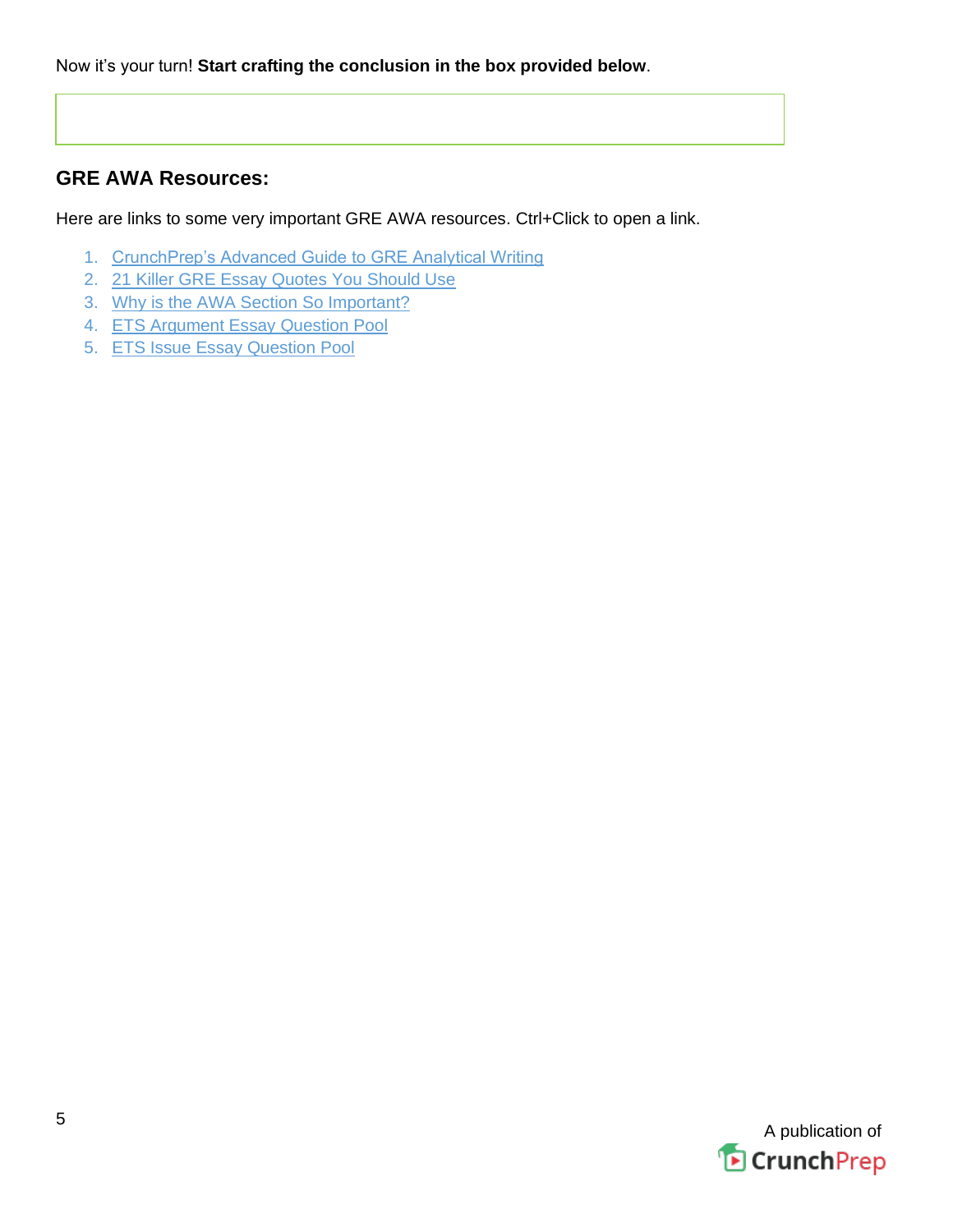Now it's your turn! **Start crafting the conclusion in the box provided below**.

## GRE AWA Resources:

Here are links to some very important GRE AWA resources. Ctrl+Click to open a link.

1. CrunchPrep's Advanced Guide to GRE Analytical Writing
2. 21 Killer GRE Essay Quotes You Should Use
3. Why is the AWA Section So Important?
4. ETS Argument Essay Question Pool
5. ETS Issue Essay Question Pool

A publication of CrunchPrep